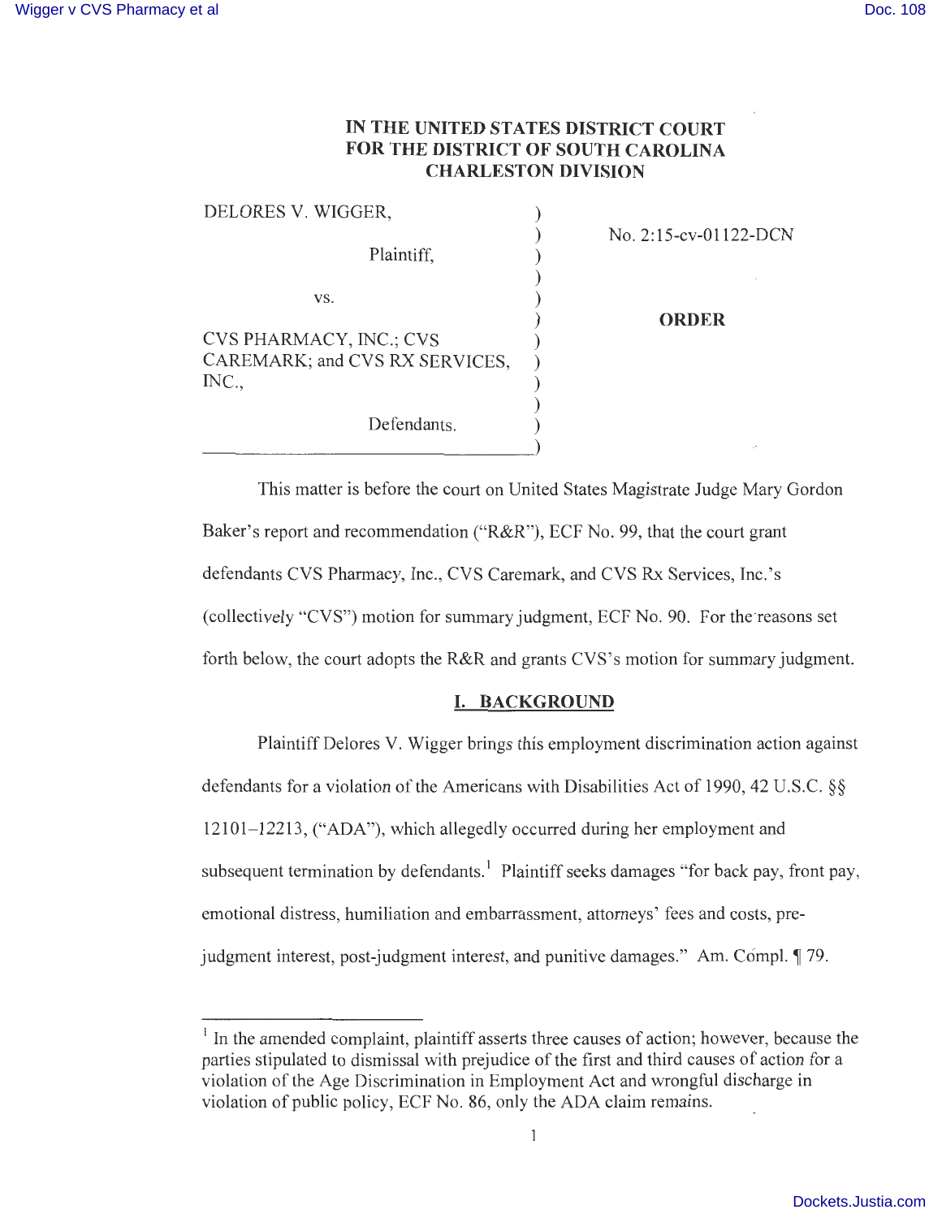IN THE UNITED STATES DISTRICT COURT
FOR THE DISTRICT OF SOUTH CAROLINA
CHARLESTON DIVISION

| | |
|---|---|
| DELORES V. WIGGER, Plaintiff, vs. CVS PHARMACY, INC.; CVS CAREMARK; and CVS RX SERVICES, INC., Defendants. | No. 2:15-cv-01122-DCN **ORDER** |

This matter is before the court on United States Magistrate Judge Mary Gordon Baker's report and recommendation ("R&R"), ECF No. 99, that the court grant defendants CVS Pharmacy, Inc., CVS Caremark, and CVS Rx Services, Inc.'s (collectively "CVS") motion for summary judgment, ECF No. 90. For the reasons set forth below, the court adopts the R&R and grants CVS's motion for summary judgment.

## I. BACKGROUND

Plaintiff Delores V. Wigger brings this employment discrimination action against defendants for a violation of the Americans with Disabilities Act of 1990, 42 U.S.C. §§ 12101–12213, ("ADA"), which allegedly occurred during her employment and subsequent termination by defendants.[1] Plaintiff seeks damages "for back pay, front pay, emotional distress, humiliation and embarrassment, attorneys' fees and costs, pre-judgment interest, post-judgment interest, and punitive damages." Am. Compl. ¶ 79.

---

[1] In the amended complaint, plaintiff asserts three causes of action; however, because the parties stipulated to dismissal with prejudice of the first and third causes of action for a violation of the Age Discrimination in Employment Act and wrongful discharge in violation of public policy, ECF No. 86, only the ADA claim remains.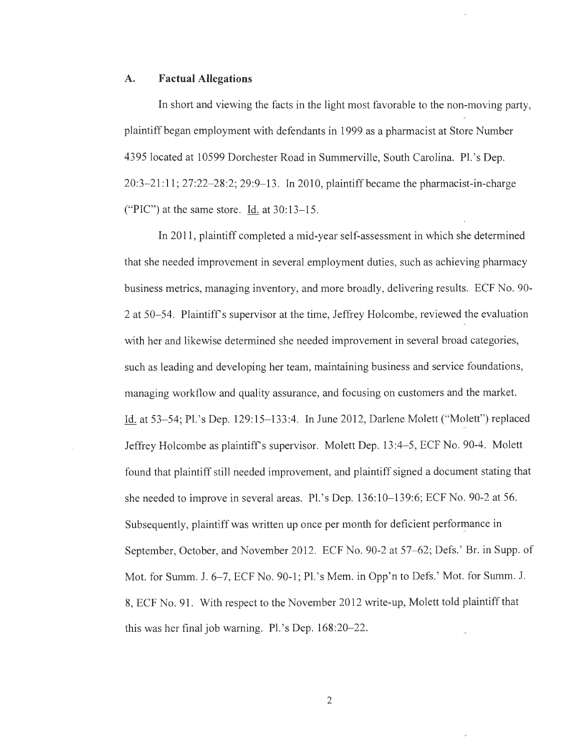### A. Factual Allegations

In short and viewing the facts in the light most favorable to the non-moving party, plaintiff began employment with defendants in 1999 as a pharmacist at Store Number 4395 located at 10599 Dorchester Road in Summerville, South Carolina. Pl.'s Dep. 20:3–21:11; 27:22–28:2; 29:9–13. In 2010, plaintiff became the pharmacist-in-charge ("PIC") at the same store. Id. at 30:13–15.

In 2011, plaintiff completed a mid-year self-assessment in which she determined that she needed improvement in several employment duties, such as achieving pharmacy business metrics, managing inventory, and more broadly, delivering results. ECF No. 90-2 at 50–54. Plaintiff's supervisor at the time, Jeffrey Holcombe, reviewed the evaluation with her and likewise determined she needed improvement in several broad categories, such as leading and developing her team, maintaining business and service foundations, managing workflow and quality assurance, and focusing on customers and the market. Id. at 53–54; Pl.'s Dep. 129:15–133:4. In June 2012, Darlene Molett ("Molett") replaced Jeffrey Holcombe as plaintiff's supervisor. Molett Dep. 13:4–5, ECF No. 90-4. Molett found that plaintiff still needed improvement, and plaintiff signed a document stating that she needed to improve in several areas. Pl.'s Dep. 136:10–139:6; ECF No. 90-2 at 56. Subsequently, plaintiff was written up once per month for deficient performance in September, October, and November 2012. ECF No. 90-2 at 57–62; Defs.' Br. in Supp. of Mot. for Summ. J. 6–7, ECF No. 90-1; Pl.'s Mem. in Opp'n to Defs.' Mot. for Summ. J. 8, ECF No. 91. With respect to the November 2012 write-up, Molett told plaintiff that this was her final job warning. Pl.'s Dep. 168:20–22.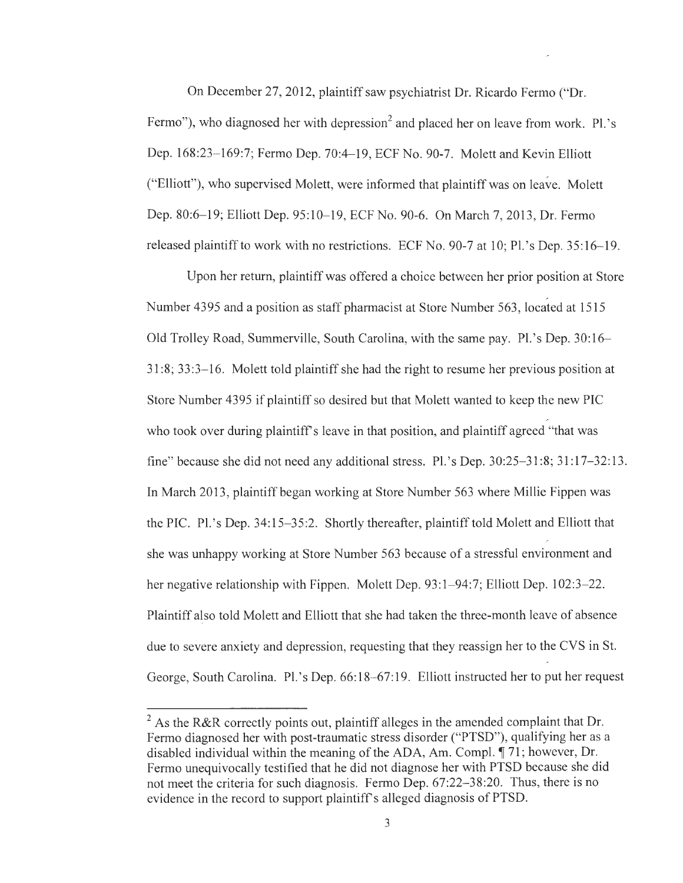On December 27, 2012, plaintiff saw psychiatrist Dr. Ricardo Fermo ("Dr. Fermo"), who diagnosed her with depression[2] and placed her on leave from work. Pl.'s Dep. 168:23–169:7; Fermo Dep. 70:4–19, ECF No. 90-7. Molett and Kevin Elliott ("Elliott"), who supervised Molett, were informed that plaintiff was on leave. Molett Dep. 80:6–19; Elliott Dep. 95:10–19, ECF No. 90-6. On March 7, 2013, Dr. Fermo released plaintiff to work with no restrictions. ECF No. 90-7 at 10; Pl.'s Dep. 35:16–19.

Upon her return, plaintiff was offered a choice between her prior position at Store Number 4395 and a position as staff pharmacist at Store Number 563, located at 1515 Old Trolley Road, Summerville, South Carolina, with the same pay. Pl.'s Dep. 30:16–31:8; 33:3–16. Molett told plaintiff she had the right to resume her previous position at Store Number 4395 if plaintiff so desired but that Molett wanted to keep the new PIC who took over during plaintiff's leave in that position, and plaintiff agreed "that was fine" because she did not need any additional stress. Pl.'s Dep. 30:25–31:8; 31:17–32:13. In March 2013, plaintiff began working at Store Number 563 where Millie Fippen was the PIC. Pl.'s Dep. 34:15–35:2. Shortly thereafter, plaintiff told Molett and Elliott that she was unhappy working at Store Number 563 because of a stressful environment and her negative relationship with Fippen. Molett Dep. 93:1–94:7; Elliott Dep. 102:3–22. Plaintiff also told Molett and Elliott that she had taken the three-month leave of absence due to severe anxiety and depression, requesting that they reassign her to the CVS in St. George, South Carolina. Pl.'s Dep. 66:18–67:19. Elliott instructed her to put her request

---

[2] As the R&R correctly points out, plaintiff alleges in the amended complaint that Dr. Fermo diagnosed her with post-traumatic stress disorder ("PTSD"), qualifying her as a disabled individual within the meaning of the ADA, Am. Compl. ¶ 71; however, Dr. Fermo unequivocally testified that he did not diagnose her with PTSD because she did not meet the criteria for such diagnosis. Fermo Dep. 67:22–38:20. Thus, there is no evidence in the record to support plaintiff's alleged diagnosis of PTSD.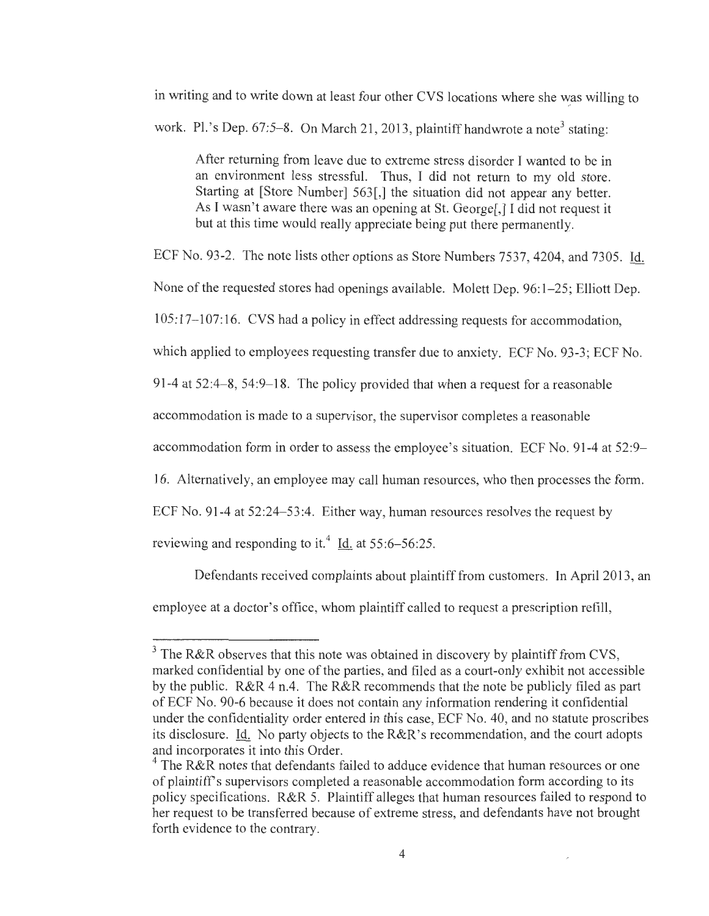in writing and to write down at least four other CVS locations where she was willing to work. Pl.'s Dep. 67:5–8. On March 21, 2013, plaintiff handwrote a note[3] stating:

> After returning from leave due to extreme stress disorder I wanted to be in an environment less stressful. Thus, I did not return to my old store. Starting at [Store Number] 563[,] the situation did not appear any better. As I wasn't aware there was an opening at St. George[,] I did not request it but at this time would really appreciate being put there permanently.

ECF No. 93-2. The note lists other options as Store Numbers 7537, 4204, and 7305. Id. None of the requested stores had openings available. Molett Dep. 96:1–25; Elliott Dep. 105:17–107:16. CVS had a policy in effect addressing requests for accommodation, which applied to employees requesting transfer due to anxiety. ECF No. 93-3; ECF No. 91-4 at 52:4–8, 54:9–18. The policy provided that when a request for a reasonable accommodation is made to a supervisor, the supervisor completes a reasonable accommodation form in order to assess the employee's situation. ECF No. 91-4 at 52:9–16. Alternatively, an employee may call human resources, who then processes the form. ECF No. 91-4 at 52:24–53:4. Either way, human resources resolves the request by reviewing and responding to it.[4] Id. at 55:6–56:25.

Defendants received complaints about plaintiff from customers. In April 2013, an employee at a doctor's office, whom plaintiff called to request a prescription refill,

---

[3] The R&R observes that this note was obtained in discovery by plaintiff from CVS, marked confidential by one of the parties, and filed as a court-only exhibit not accessible by the public. R&R 4 n.4. The R&R recommends that the note be publicly filed as part of ECF No. 90-6 because it does not contain any information rendering it confidential under the confidentiality order entered in this case, ECF No. 40, and no statute proscribes its disclosure. Id. No party objects to the R&R's recommendation, and the court adopts and incorporates it into this Order.

[4] The R&R notes that defendants failed to adduce evidence that human resources or one of plaintiff's supervisors completed a reasonable accommodation form according to its policy specifications. R&R 5. Plaintiff alleges that human resources failed to respond to her request to be transferred because of extreme stress, and defendants have not brought forth evidence to the contrary.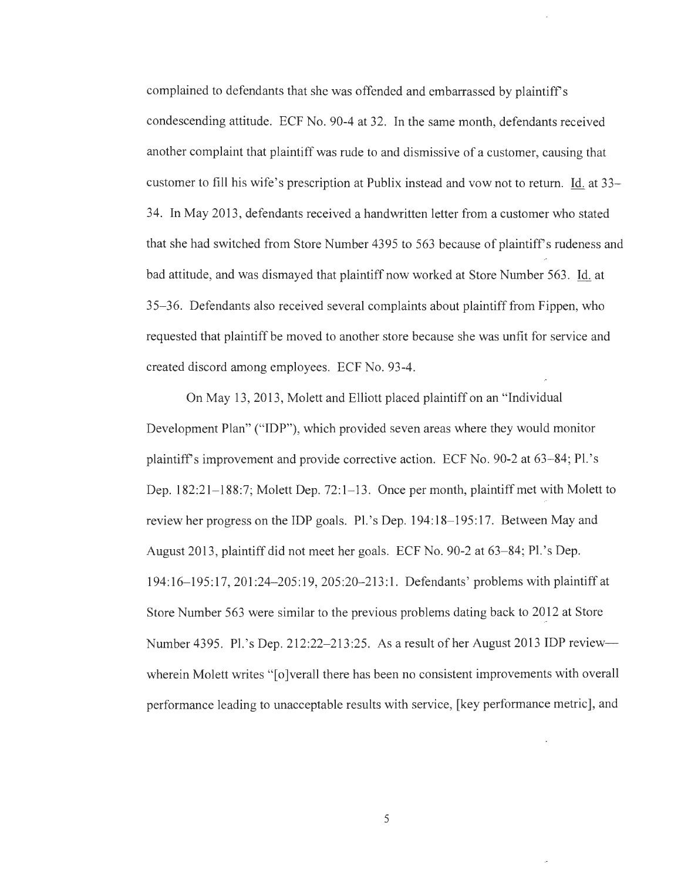complained to defendants that she was offended and embarrassed by plaintiff's condescending attitude. ECF No. 90-4 at 32. In the same month, defendants received another complaint that plaintiff was rude to and dismissive of a customer, causing that customer to fill his wife's prescription at Publix instead and vow not to return. Id. at 33–34. In May 2013, defendants received a handwritten letter from a customer who stated that she had switched from Store Number 4395 to 563 because of plaintiff's rudeness and bad attitude, and was dismayed that plaintiff now worked at Store Number 563. Id. at 35–36. Defendants also received several complaints about plaintiff from Fippen, who requested that plaintiff be moved to another store because she was unfit for service and created discord among employees. ECF No. 93-4.

On May 13, 2013, Molett and Elliott placed plaintiff on an "Individual Development Plan" ("IDP"), which provided seven areas where they would monitor plaintiff's improvement and provide corrective action. ECF No. 90-2 at 63–84; Pl.'s Dep. 182:21–188:7; Molett Dep. 72:1–13. Once per month, plaintiff met with Molett to review her progress on the IDP goals. Pl.'s Dep. 194:18–195:17. Between May and August 2013, plaintiff did not meet her goals. ECF No. 90-2 at 63–84; Pl.'s Dep. 194:16–195:17, 201:24–205:19, 205:20–213:1. Defendants' problems with plaintiff at Store Number 563 were similar to the previous problems dating back to 2012 at Store Number 4395. Pl.'s Dep. 212:22–213:25. As a result of her August 2013 IDP review—wherein Molett writes "[o]verall there has been no consistent improvements with overall performance leading to unacceptable results with service, [key performance metric], and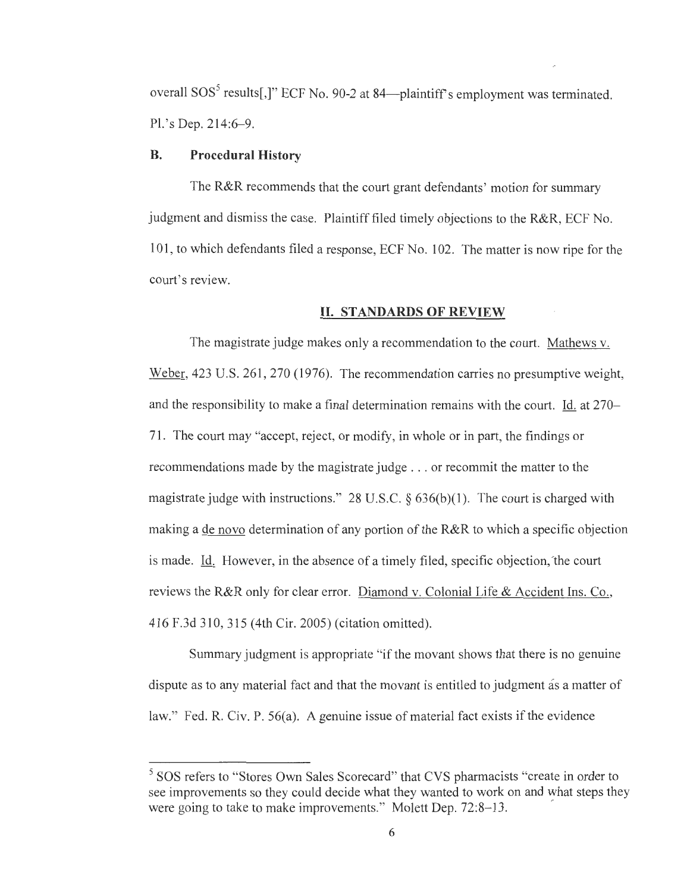overall SOS[5] results[,]" ECF No. 90-2 at 84—plaintiff's employment was terminated. Pl.'s Dep. 214:6–9.

### B. Procedural History

The R&R recommends that the court grant defendants' motion for summary judgment and dismiss the case. Plaintiff filed timely objections to the R&R, ECF No. 101, to which defendants filed a response, ECF No. 102. The matter is now ripe for the court's review.

## II. STANDARDS OF REVIEW

The magistrate judge makes only a recommendation to the court. Mathews v. Weber, 423 U.S. 261, 270 (1976). The recommendation carries no presumptive weight, and the responsibility to make a final determination remains with the court. Id. at 270–71. The court may "accept, reject, or modify, in whole or in part, the findings or recommendations made by the magistrate judge . . . or recommit the matter to the magistrate judge with instructions." 28 U.S.C. § 636(b)(1). The court is charged with making a de novo determination of any portion of the R&R to which a specific objection is made. Id. However, in the absence of a timely filed, specific objection, the court reviews the R&R only for clear error. Diamond v. Colonial Life & Accident Ins. Co., 416 F.3d 310, 315 (4th Cir. 2005) (citation omitted).

Summary judgment is appropriate "if the movant shows that there is no genuine dispute as to any material fact and that the movant is entitled to judgment as a matter of law." Fed. R. Civ. P. 56(a). A genuine issue of material fact exists if the evidence

---

[5] SOS refers to "Stores Own Sales Scorecard" that CVS pharmacists "create in order to see improvements so they could decide what they wanted to work on and what steps they were going to take to make improvements." Molett Dep. 72:8–13.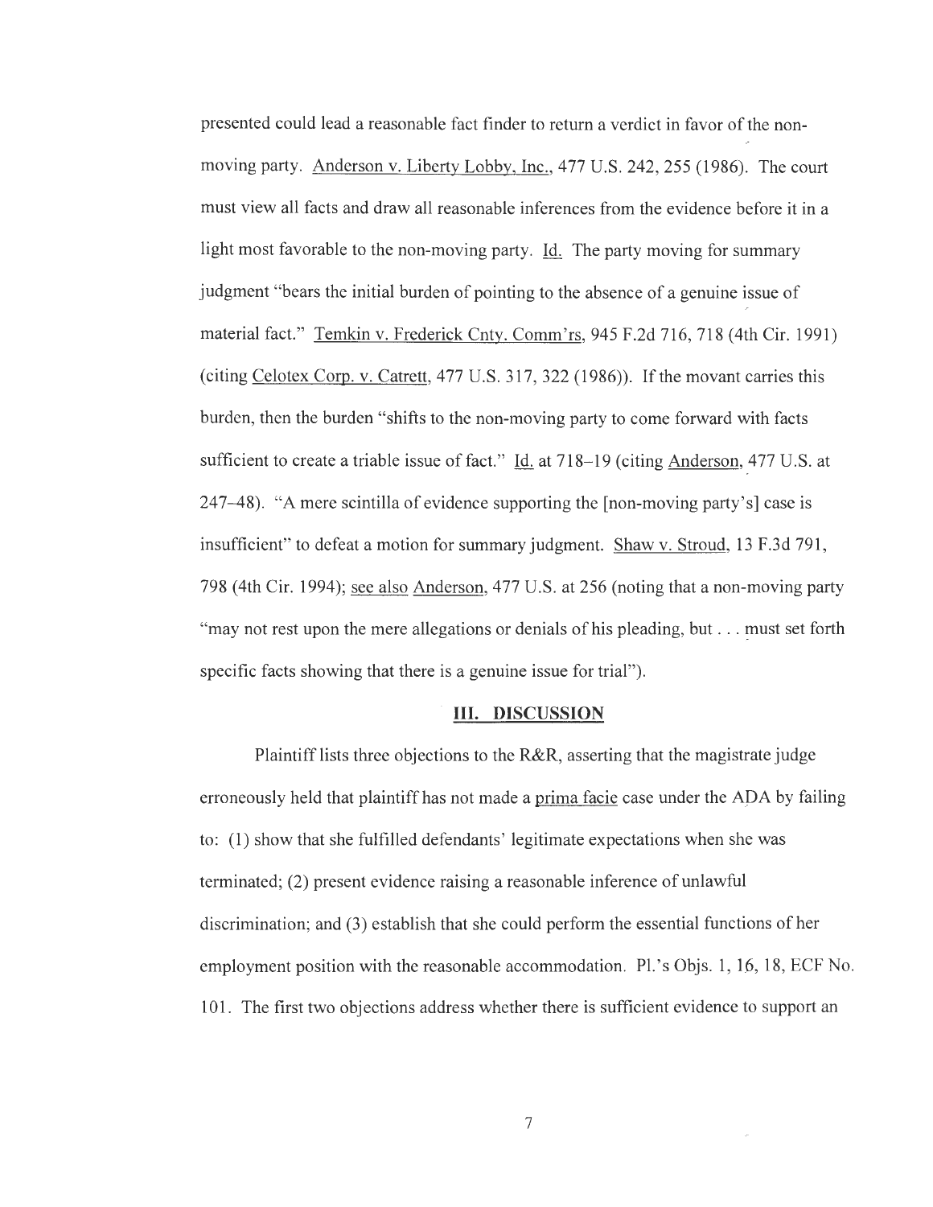presented could lead a reasonable fact finder to return a verdict in favor of the non-moving party. Anderson v. Liberty Lobby, Inc., 477 U.S. 242, 255 (1986). The court must view all facts and draw all reasonable inferences from the evidence before it in a light most favorable to the non-moving party. Id. The party moving for summary judgment "bears the initial burden of pointing to the absence of a genuine issue of material fact." Temkin v. Frederick Cnty. Comm'rs, 945 F.2d 716, 718 (4th Cir. 1991) (citing Celotex Corp. v. Catrett, 477 U.S. 317, 322 (1986)). If the movant carries this burden, then the burden "shifts to the non-moving party to come forward with facts sufficient to create a triable issue of fact." Id. at 718–19 (citing Anderson, 477 U.S. at 247–48). "A mere scintilla of evidence supporting the [non-moving party's] case is insufficient" to defeat a motion for summary judgment. Shaw v. Stroud, 13 F.3d 791, 798 (4th Cir. 1994); see also Anderson, 477 U.S. at 256 (noting that a non-moving party "may not rest upon the mere allegations or denials of his pleading, but . . . must set forth specific facts showing that there is a genuine issue for trial").

## III. DISCUSSION

Plaintiff lists three objections to the R&R, asserting that the magistrate judge erroneously held that plaintiff has not made a prima facie case under the ADA by failing to: (1) show that she fulfilled defendants' legitimate expectations when she was terminated; (2) present evidence raising a reasonable inference of unlawful discrimination; and (3) establish that she could perform the essential functions of her employment position with the reasonable accommodation. Pl.'s Objs. 1, 16, 18, ECF No. 101. The first two objections address whether there is sufficient evidence to support an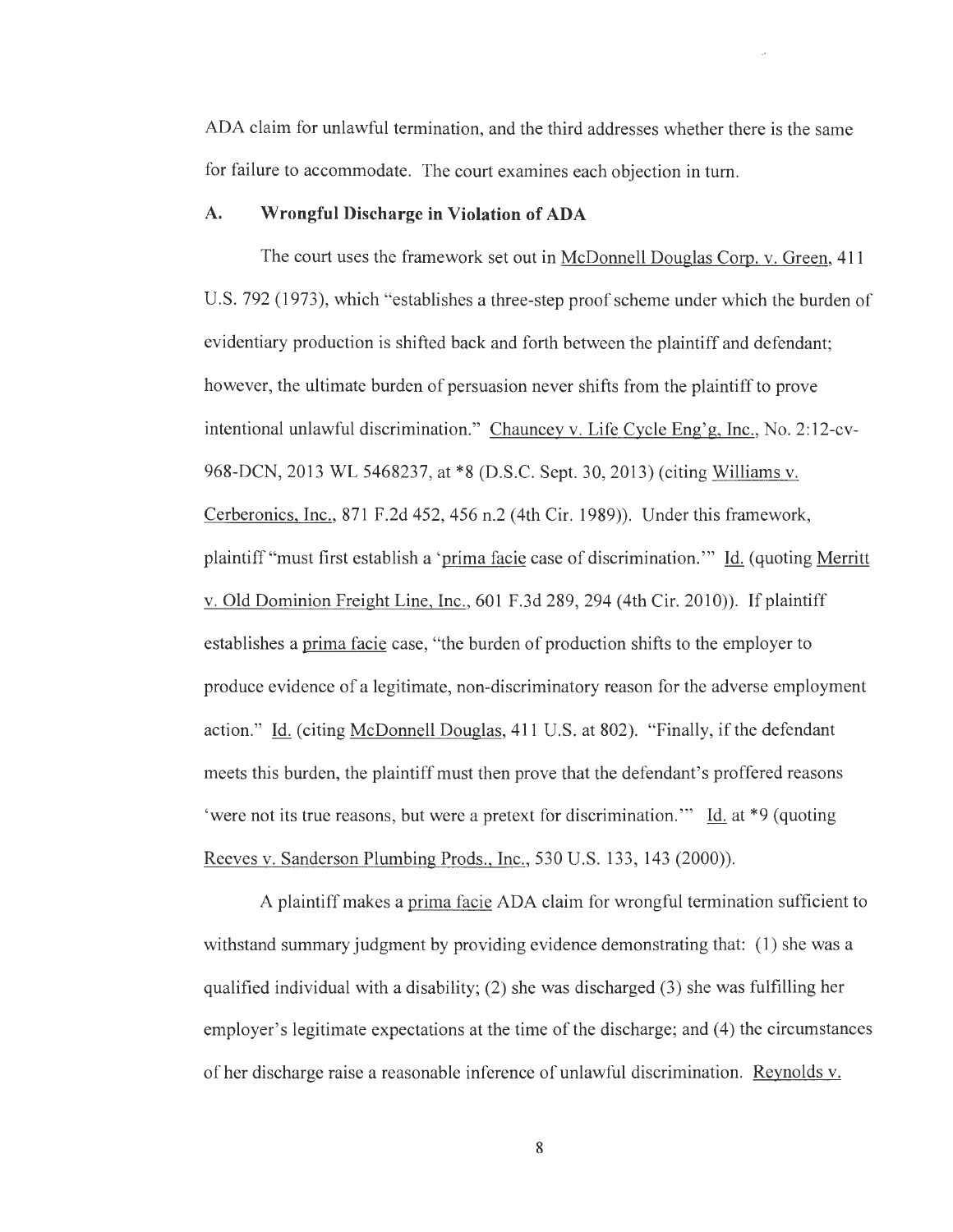ADA claim for unlawful termination, and the third addresses whether there is the same for failure to accommodate. The court examines each objection in turn.

### A. Wrongful Discharge in Violation of ADA

The court uses the framework set out in McDonnell Douglas Corp. v. Green, 411 U.S. 792 (1973), which "establishes a three-step proof scheme under which the burden of evidentiary production is shifted back and forth between the plaintiff and defendant; however, the ultimate burden of persuasion never shifts from the plaintiff to prove intentional unlawful discrimination." Chauncey v. Life Cycle Eng'g, Inc., No. 2:12-cv-968-DCN, 2013 WL 5468237, at *8 (D.S.C. Sept. 30, 2013) (citing Williams v. Cerberonics, Inc., 871 F.2d 452, 456 n.2 (4th Cir. 1989)). Under this framework, plaintiff "must first establish a 'prima facie case of discrimination.'" Id. (quoting Merritt v. Old Dominion Freight Line, Inc., 601 F.3d 289, 294 (4th Cir. 2010)). If plaintiff establishes a prima facie case, "the burden of production shifts to the employer to produce evidence of a legitimate, non-discriminatory reason for the adverse employment action." Id. (citing McDonnell Douglas, 411 U.S. at 802). "Finally, if the defendant meets this burden, the plaintiff must then prove that the defendant's proffered reasons 'were not its true reasons, but were a pretext for discrimination.'" Id. at *9 (quoting Reeves v. Sanderson Plumbing Prods., Inc., 530 U.S. 133, 143 (2000)).

A plaintiff makes a prima facie ADA claim for wrongful termination sufficient to withstand summary judgment by providing evidence demonstrating that: (1) she was a qualified individual with a disability; (2) she was discharged (3) she was fulfilling her employer's legitimate expectations at the time of the discharge; and (4) the circumstances of her discharge raise a reasonable inference of unlawful discrimination. Reynolds v.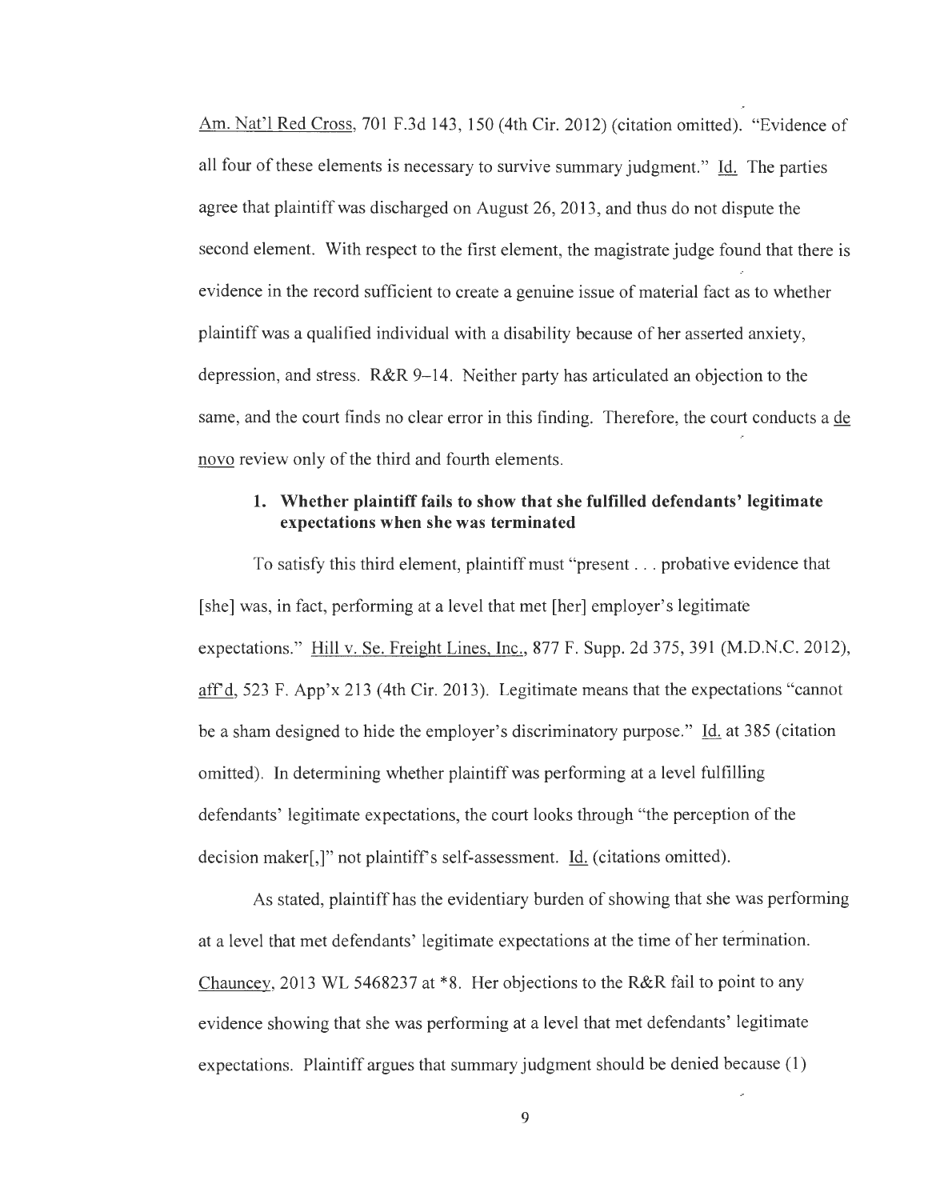Am. Nat'l Red Cross, 701 F.3d 143, 150 (4th Cir. 2012) (citation omitted). "Evidence of all four of these elements is necessary to survive summary judgment." Id. The parties agree that plaintiff was discharged on August 26, 2013, and thus do not dispute the second element. With respect to the first element, the magistrate judge found that there is evidence in the record sufficient to create a genuine issue of material fact as to whether plaintiff was a qualified individual with a disability because of her asserted anxiety, depression, and stress. R&R 9–14. Neither party has articulated an objection to the same, and the court finds no clear error in this finding. Therefore, the court conducts a de novo review only of the third and fourth elements.

### 1. Whether plaintiff fails to show that she fulfilled defendants' legitimate expectations when she was terminated

To satisfy this third element, plaintiff must "present . . . probative evidence that [she] was, in fact, performing at a level that met [her] employer's legitimate expectations." Hill v. Se. Freight Lines, Inc., 877 F. Supp. 2d 375, 391 (M.D.N.C. 2012), aff'd, 523 F. App'x 213 (4th Cir. 2013). Legitimate means that the expectations "cannot be a sham designed to hide the employer's discriminatory purpose." Id. at 385 (citation omitted). In determining whether plaintiff was performing at a level fulfilling defendants' legitimate expectations, the court looks through "the perception of the decision maker[,]" not plaintiff's self-assessment. Id. (citations omitted).

As stated, plaintiff has the evidentiary burden of showing that she was performing at a level that met defendants' legitimate expectations at the time of her termination. Chauncey, 2013 WL 5468237 at *8. Her objections to the R&R fail to point to any evidence showing that she was performing at a level that met defendants' legitimate expectations. Plaintiff argues that summary judgment should be denied because (1)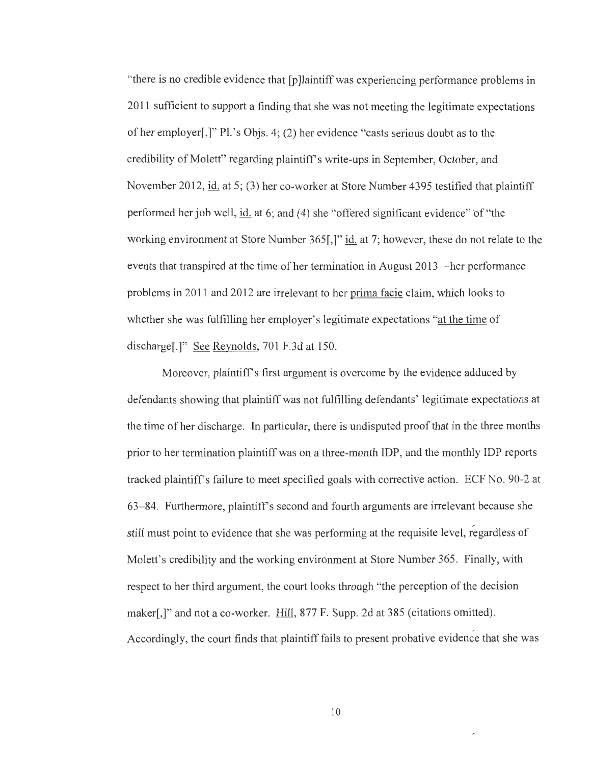"there is no credible evidence that [p]laintiff was experiencing performance problems in 2011 sufficient to support a finding that she was not meeting the legitimate expectations of her employer[,]" Pl.'s Objs. 4; (2) her evidence "casts serious doubt as to the credibility of Molett" regarding plaintiff's write-ups in September, October, and November 2012, id. at 5; (3) her co-worker at Store Number 4395 testified that plaintiff performed her job well, id. at 6; and (4) she "offered significant evidence" of "the working environment at Store Number 365[,]" id. at 7; however, these do not relate to the events that transpired at the time of her termination in August 2013—her performance problems in 2011 and 2012 are irrelevant to her prima facie claim, which looks to whether she was fulfilling her employer's legitimate expectations "at the time of discharge[.]" See Reynolds, 701 F.3d at 150.

Moreover, plaintiff's first argument is overcome by the evidence adduced by defendants showing that plaintiff was not fulfilling defendants' legitimate expectations at the time of her discharge. In particular, there is undisputed proof that in the three months prior to her termination plaintiff was on a three-month IDP, and the monthly IDP reports tracked plaintiff's failure to meet specified goals with corrective action. ECF No. 90-2 at 63–84. Furthermore, plaintiff's second and fourth arguments are irrelevant because she *still* must point to evidence that she was performing at the requisite level, regardless of Molett's credibility and the working environment at Store Number 365. Finally, with respect to her third argument, the court looks through "the perception of the decision maker[,]" and not a co-worker. Hill, 877 F. Supp. 2d at 385 (citations omitted). Accordingly, the court finds that plaintiff fails to present probative evidence that she was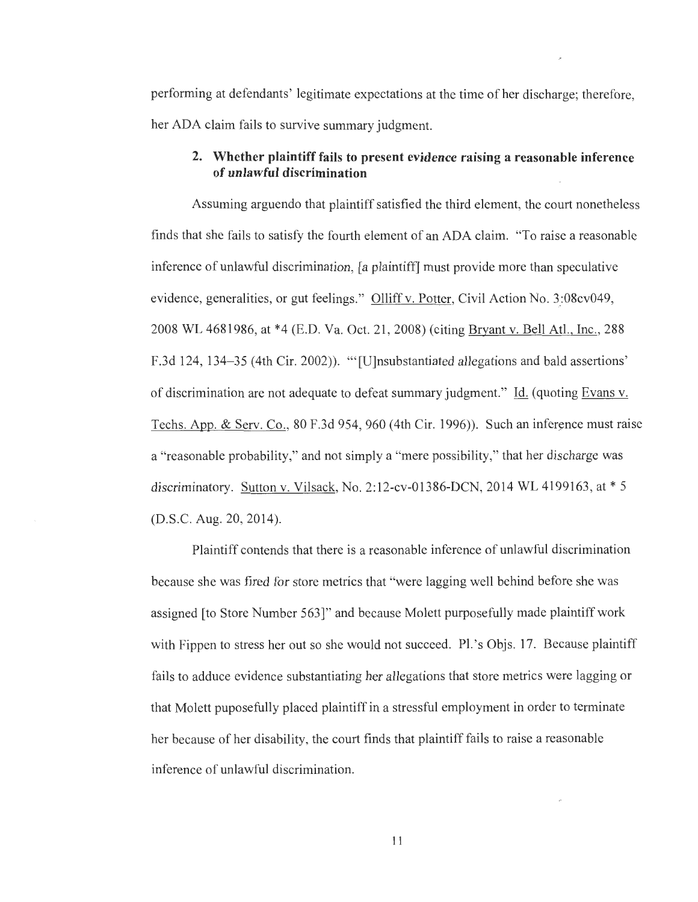performing at defendants' legitimate expectations at the time of her discharge; therefore, her ADA claim fails to survive summary judgment.

### 2. Whether plaintiff fails to present *evidence* raising a reasonable inference of *unlawful* discrimination

Assuming arguendo that plaintiff satisfied the third element, the court nonetheless finds that she fails to satisfy the fourth element of an ADA claim. "To raise a reasonable inference of unlawful discrimination, [a plaintiff] must provide more than speculative evidence, generalities, or gut feelings." Olliff v. Potter, Civil Action No. 3:08cv049, 2008 WL 4681986, at *4 (E.D. Va. Oct. 21, 2008) (citing Bryant v. Bell Atl., Inc., 288 F.3d 124, 134–35 (4th Cir. 2002)). "'[U]nsubstantiated allegations and bald assertions' of discrimination are not adequate to defeat summary judgment." Id. (quoting Evans v. Techs. App. & Serv. Co., 80 F.3d 954, 960 (4th Cir. 1996)). Such an inference must raise a "reasonable probability," and not simply a "mere possibility," that her discharge was discriminatory. Sutton v. Vilsack, No. 2:12-cv-01386-DCN, 2014 WL 4199163, at * 5 (D.S.C. Aug. 20, 2014).

Plaintiff contends that there is a reasonable inference of unlawful discrimination because she was fired for store metrics that "were lagging well behind before she was assigned [to Store Number 563]" and because Molett purposefully made plaintiff work with Fippen to stress her out so she would not succeed. Pl.'s Objs. 17. Because plaintiff fails to adduce evidence substantiating her allegations that store metrics were lagging or that Molett puposefully placed plaintiff in a stressful employment in order to terminate her because of her disability, the court finds that plaintiff fails to raise a reasonable inference of unlawful discrimination.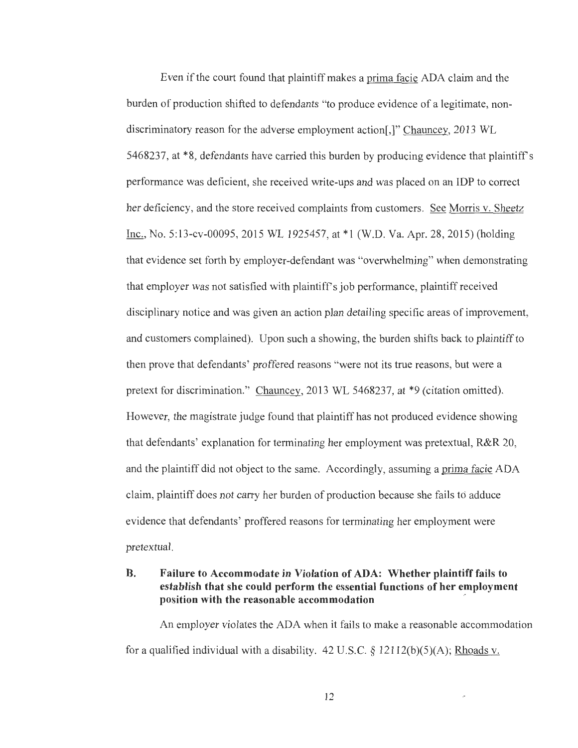Even if the court found that plaintiff makes a prima facie ADA claim and the burden of production shifted to defendants "to produce evidence of a legitimate, non-discriminatory reason for the adverse employment action[,]" Chauncey, 2013 WL 5468237, at *8, defendants have carried this burden by producing evidence that plaintiff's performance was deficient, she received write-ups and was placed on an IDP to correct her deficiency, and the store received complaints from customers. See Morris v. Sheetz Inc., No. 5:13-cv-00095, 2015 WL 1925457, at *1 (W.D. Va. Apr. 28, 2015) (holding that evidence set forth by employer-defendant was "overwhelming" when demonstrating that employer was not satisfied with plaintiff's job performance, plaintiff received disciplinary notice and was given an action plan detailing specific areas of improvement, and customers complained). Upon such a showing, the burden shifts back to plaintiff to then prove that defendants' proffered reasons "were not its true reasons, but were a pretext for discrimination." Chauncey, 2013 WL 5468237, at *9 (citation omitted). However, the magistrate judge found that plaintiff has not produced evidence showing that defendants' explanation for terminating her employment was pretextual, R&R 20, and the plaintiff did not object to the same. Accordingly, assuming a prima facie ADA claim, plaintiff does not carry her burden of production because she fails to adduce evidence that defendants' proffered reasons for terminating her employment were pretextual.

### B. Failure to Accommodate in Violation of ADA: Whether plaintiff fails to establish that she could perform the essential functions of her employment position with the reasonable accommodation

An employer violates the ADA when it fails to make a reasonable accommodation for a qualified individual with a disability. 42 U.S.C. § 12112(b)(5)(A); Rhoads v.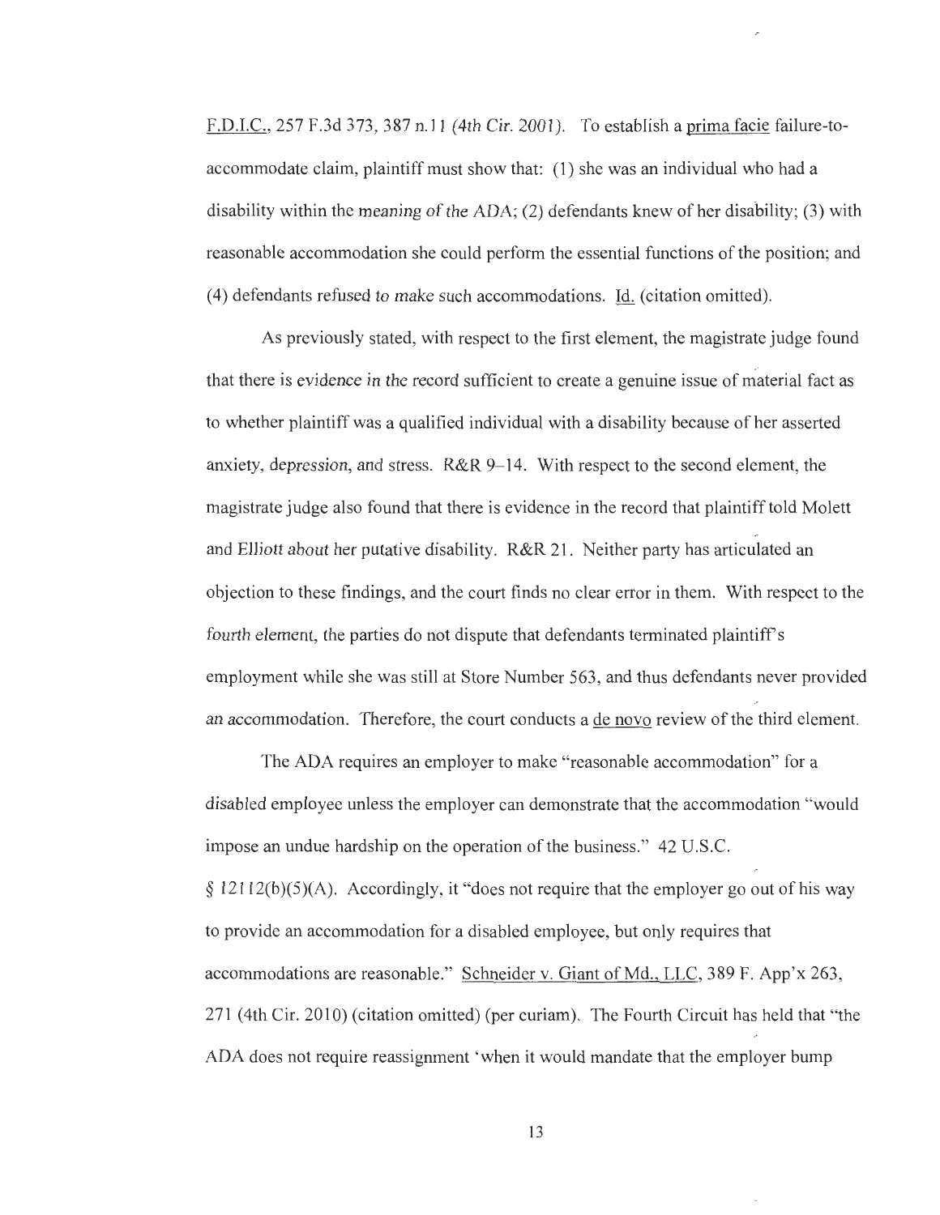F.D.I.C., 257 F.3d 373, 387 n.11 (4th Cir. 2001). To establish a prima facie failure-to-accommodate claim, plaintiff must show that: (1) she was an individual who had a disability within the meaning of the ADA; (2) defendants knew of her disability; (3) with reasonable accommodation she could perform the essential functions of the position; and (4) defendants refused to make such accommodations. Id. (citation omitted).

As previously stated, with respect to the first element, the magistrate judge found that there is evidence in the record sufficient to create a genuine issue of material fact as to whether plaintiff was a qualified individual with a disability because of her asserted anxiety, depression, and stress. R&R 9–14. With respect to the second element, the magistrate judge also found that there is evidence in the record that plaintiff told Molett and Elliott about her putative disability. R&R 21. Neither party has articulated an objection to these findings, and the court finds no clear error in them. With respect to the fourth element, the parties do not dispute that defendants terminated plaintiff's employment while she was still at Store Number 563, and thus defendants never provided an accommodation. Therefore, the court conducts a de novo review of the third element.

The ADA requires an employer to make "reasonable accommodation" for a disabled employee unless the employer can demonstrate that the accommodation "would impose an undue hardship on the operation of the business." 42 U.S.C. § 12112(b)(5)(A). Accordingly, it "does not require that the employer go out of his way to provide an accommodation for a disabled employee, but only requires that accommodations are reasonable." Schneider v. Giant of Md., LLC, 389 F. App'x 263, 271 (4th Cir. 2010) (citation omitted) (per curiam). The Fourth Circuit has held that "the ADA does not require reassignment 'when it would mandate that the employer bump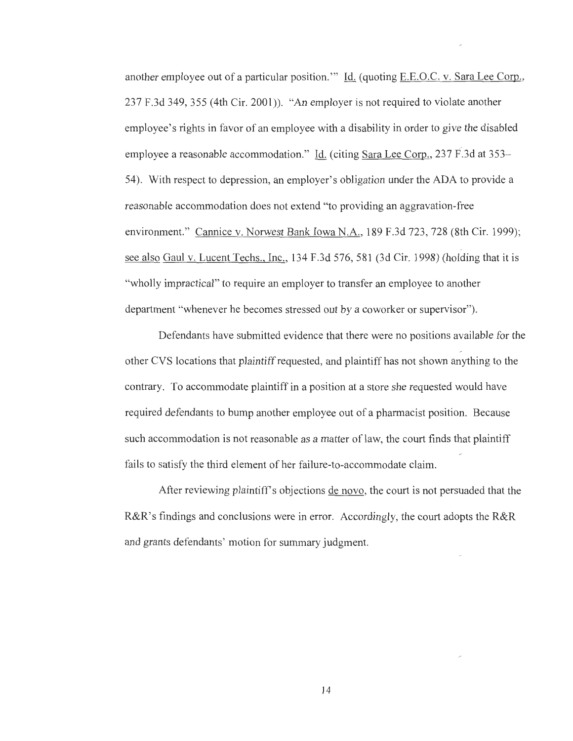another employee out of a particular position.'" Id. (quoting E.E.O.C. v. Sara Lee Corp., 237 F.3d 349, 355 (4th Cir. 2001)). "An employer is not required to violate another employee's rights in favor of an employee with a disability in order to give the disabled employee a reasonable accommodation." Id. (citing Sara Lee Corp., 237 F.3d at 353–54). With respect to depression, an employer's obligation under the ADA to provide a reasonable accommodation does not extend "to providing an aggravation-free environment." Cannice v. Norwest Bank Iowa N.A., 189 F.3d 723, 728 (8th Cir. 1999); see also Gaul v. Lucent Techs., Inc., 134 F.3d 576, 581 (3d Cir. 1998) (holding that it is "wholly impractical" to require an employer to transfer an employee to another department "whenever he becomes stressed out by a coworker or supervisor").

Defendants have submitted evidence that there were no positions available for the other CVS locations that plaintiff requested, and plaintiff has not shown anything to the contrary. To accommodate plaintiff in a position at a store she requested would have required defendants to bump another employee out of a pharmacist position. Because such accommodation is not reasonable as a matter of law, the court finds that plaintiff fails to satisfy the third element of her failure-to-accommodate claim.

After reviewing plaintiff's objections de novo, the court is not persuaded that the R&R's findings and conclusions were in error. Accordingly, the court adopts the R&R and grants defendants' motion for summary judgment.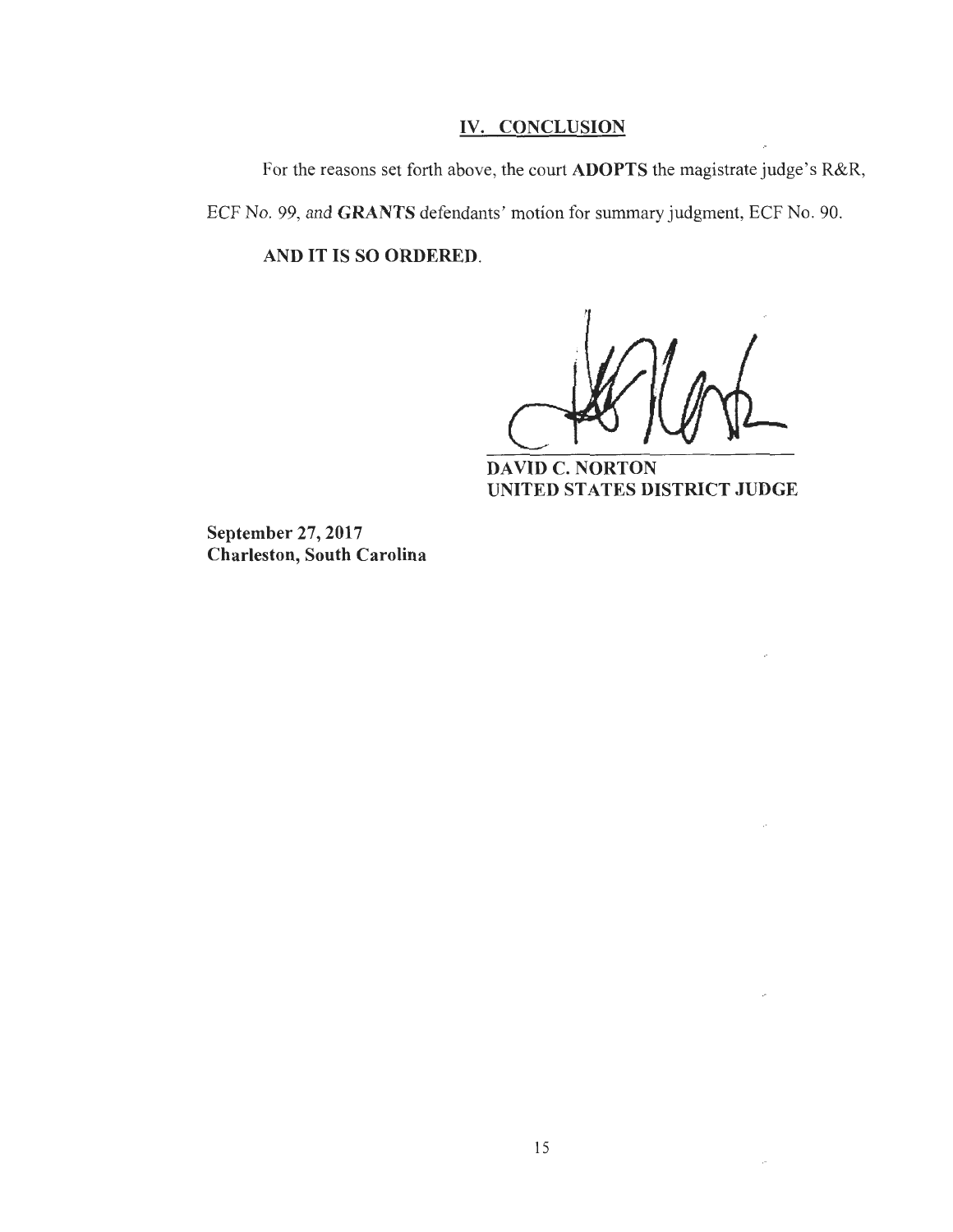## IV. CONCLUSION

For the reasons set forth above, the court **ADOPTS** the magistrate judge's R&R, ECF No. 99, and **GRANTS** defendants' motion for summary judgment, ECF No. 90.

**AND IT IS SO ORDERED.**

**DAVID C. NORTON**
**UNITED STATES DISTRICT JUDGE**

**September 27, 2017**
**Charleston, South Carolina**